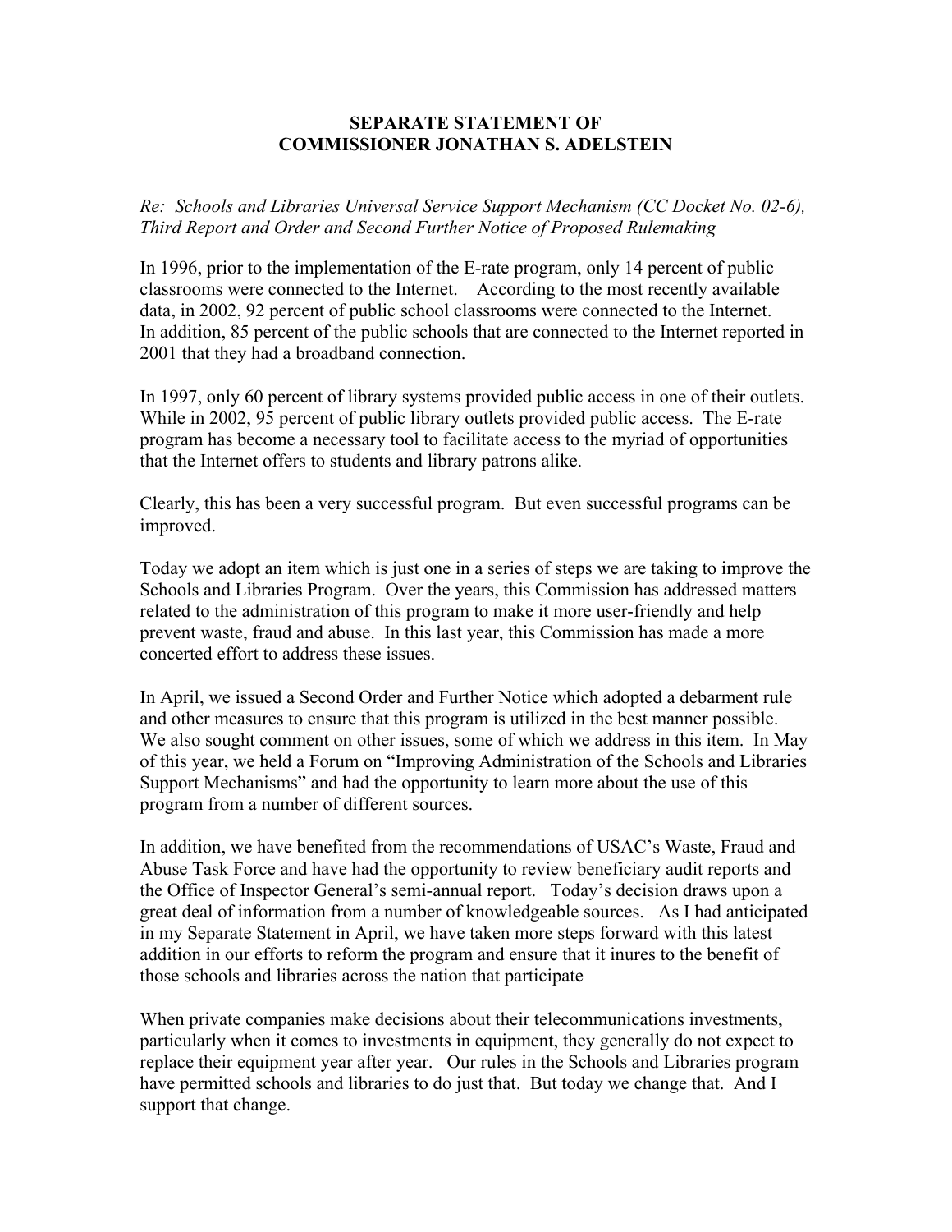**SEPARATE STATEMENT OF**
**COMMISSIONER JONATHAN S. ADELSTEIN**

*Re: Schools and Libraries Universal Service Support Mechanism (CC Docket No. 02-6), Third Report and Order and Second Further Notice of Proposed Rulemaking*

In 1996, prior to the implementation of the E-rate program, only 14 percent of public classrooms were connected to the Internet. According to the most recently available data, in 2002, 92 percent of public school classrooms were connected to the Internet. In addition, 85 percent of the public schools that are connected to the Internet reported in 2001 that they had a broadband connection.

In 1997, only 60 percent of library systems provided public access in one of their outlets. While in 2002, 95 percent of public library outlets provided public access. The E-rate program has become a necessary tool to facilitate access to the myriad of opportunities that the Internet offers to students and library patrons alike.

Clearly, this has been a very successful program. But even successful programs can be improved.

Today we adopt an item which is just one in a series of steps we are taking to improve the Schools and Libraries Program. Over the years, this Commission has addressed matters related to the administration of this program to make it more user-friendly and help prevent waste, fraud and abuse. In this last year, this Commission has made a more concerted effort to address these issues.

In April, we issued a Second Order and Further Notice which adopted a debarment rule and other measures to ensure that this program is utilized in the best manner possible. We also sought comment on other issues, some of which we address in this item. In May of this year, we held a Forum on "Improving Administration of the Schools and Libraries Support Mechanisms" and had the opportunity to learn more about the use of this program from a number of different sources.

In addition, we have benefited from the recommendations of USAC's Waste, Fraud and Abuse Task Force and have had the opportunity to review beneficiary audit reports and the Office of Inspector General's semi-annual report. Today's decision draws upon a great deal of information from a number of knowledgeable sources. As I had anticipated in my Separate Statement in April, we have taken more steps forward with this latest addition in our efforts to reform the program and ensure that it inures to the benefit of those schools and libraries across the nation that participate

When private companies make decisions about their telecommunications investments, particularly when it comes to investments in equipment, they generally do not expect to replace their equipment year after year. Our rules in the Schools and Libraries program have permitted schools and libraries to do just that. But today we change that. And I support that change.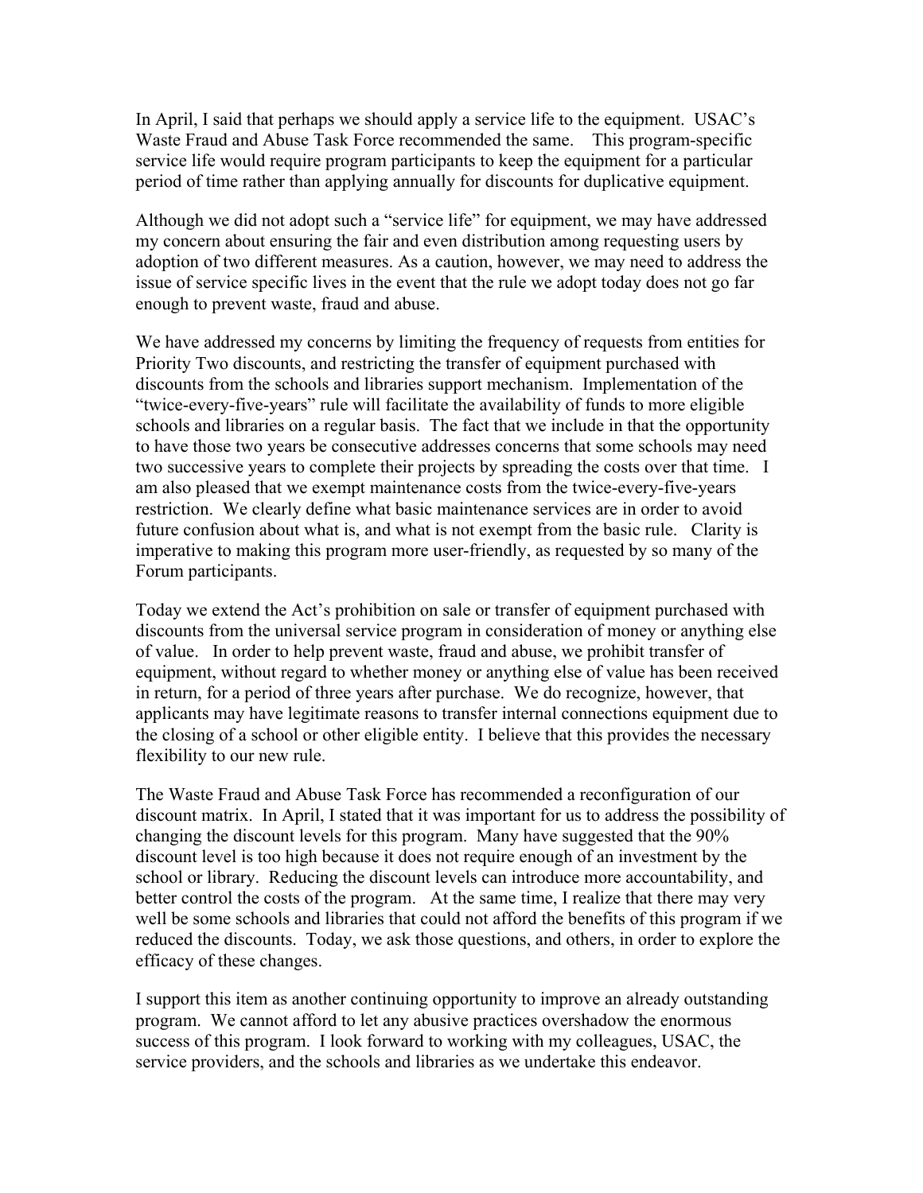In April, I said that perhaps we should apply a service life to the equipment. USAC's Waste Fraud and Abuse Task Force recommended the same. This program-specific service life would require program participants to keep the equipment for a particular period of time rather than applying annually for discounts for duplicative equipment.

Although we did not adopt such a "service life" for equipment, we may have addressed my concern about ensuring the fair and even distribution among requesting users by adoption of two different measures. As a caution, however, we may need to address the issue of service specific lives in the event that the rule we adopt today does not go far enough to prevent waste, fraud and abuse.

We have addressed my concerns by limiting the frequency of requests from entities for Priority Two discounts, and restricting the transfer of equipment purchased with discounts from the schools and libraries support mechanism. Implementation of the "twice-every-five-years" rule will facilitate the availability of funds to more eligible schools and libraries on a regular basis. The fact that we include in that the opportunity to have those two years be consecutive addresses concerns that some schools may need two successive years to complete their projects by spreading the costs over that time. I am also pleased that we exempt maintenance costs from the twice-every-five-years restriction. We clearly define what basic maintenance services are in order to avoid future confusion about what is, and what is not exempt from the basic rule. Clarity is imperative to making this program more user-friendly, as requested by so many of the Forum participants.

Today we extend the Act's prohibition on sale or transfer of equipment purchased with discounts from the universal service program in consideration of money or anything else of value. In order to help prevent waste, fraud and abuse, we prohibit transfer of equipment, without regard to whether money or anything else of value has been received in return, for a period of three years after purchase. We do recognize, however, that applicants may have legitimate reasons to transfer internal connections equipment due to the closing of a school or other eligible entity. I believe that this provides the necessary flexibility to our new rule.

The Waste Fraud and Abuse Task Force has recommended a reconfiguration of our discount matrix. In April, I stated that it was important for us to address the possibility of changing the discount levels for this program. Many have suggested that the 90% discount level is too high because it does not require enough of an investment by the school or library. Reducing the discount levels can introduce more accountability, and better control the costs of the program. At the same time, I realize that there may very well be some schools and libraries that could not afford the benefits of this program if we reduced the discounts. Today, we ask those questions, and others, in order to explore the efficacy of these changes.

I support this item as another continuing opportunity to improve an already outstanding program. We cannot afford to let any abusive practices overshadow the enormous success of this program. I look forward to working with my colleagues, USAC, the service providers, and the schools and libraries as we undertake this endeavor.